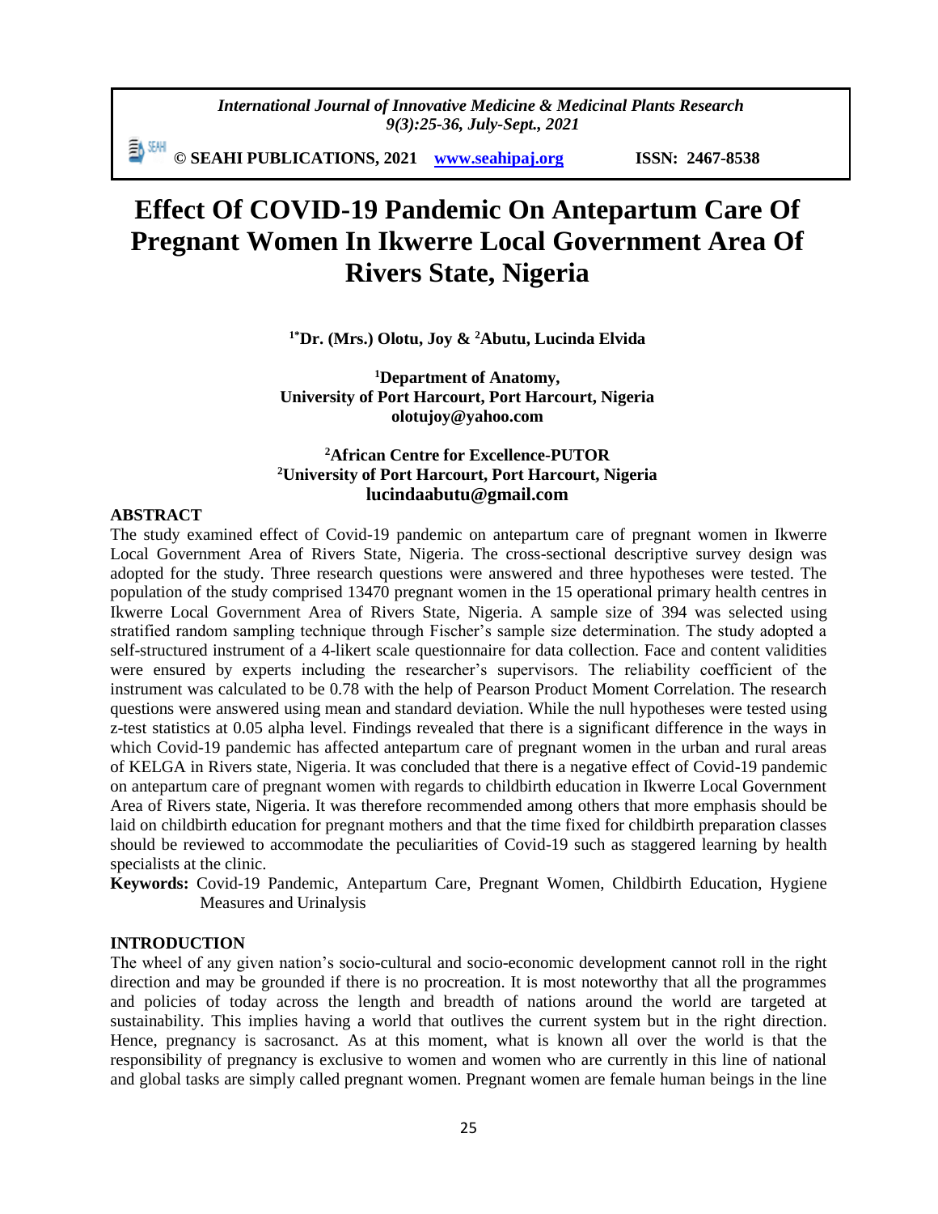# Effect Of COVID-19 Pandemic On Antepartum Care Of Pregnant Women In Ikwerre Local Government Area Of Rivers State, Nigeria

**[1*]Dr. (Mrs.) Olotu, Joy & [2]Abutu, Lucinda Elvida**

**[1]Department of Anatomy,**
**University of Port Harcourt, Port Harcourt, Nigeria**
**olotujoy@yahoo.com**

**[2]African Centre for Excellence-PUTOR**
**[2]University of Port Harcourt, Port Harcourt, Nigeria**
**lucindaabutu@gmail.com**

## ABSTRACT

The study examined effect of Covid-19 pandemic on antepartum care of pregnant women in Ikwerre Local Government Area of Rivers State, Nigeria. The cross-sectional descriptive survey design was adopted for the study. Three research questions were answered and three hypotheses were tested. The population of the study comprised 13470 pregnant women in the 15 operational primary health centres in Ikwerre Local Government Area of Rivers State, Nigeria. A sample size of 394 was selected using stratified random sampling technique through Fischer's sample size determination. The study adopted a self-structured instrument of a 4-likert scale questionnaire for data collection. Face and content validities were ensured by experts including the researcher's supervisors. The reliability coefficient of the instrument was calculated to be 0.78 with the help of Pearson Product Moment Correlation. The research questions were answered using mean and standard deviation. While the null hypotheses were tested using z-test statistics at 0.05 alpha level. Findings revealed that there is a significant difference in the ways in which Covid-19 pandemic has affected antepartum care of pregnant women in the urban and rural areas of KELGA in Rivers state, Nigeria. It was concluded that there is a negative effect of Covid-19 pandemic on antepartum care of pregnant women with regards to childbirth education in Ikwerre Local Government Area of Rivers state, Nigeria. It was therefore recommended among others that more emphasis should be laid on childbirth education for pregnant mothers and that the time fixed for childbirth preparation classes should be reviewed to accommodate the peculiarities of Covid-19 such as staggered learning by health specialists at the clinic.

**Keywords:** Covid-19 Pandemic, Antepartum Care, Pregnant Women, Childbirth Education, Hygiene Measures and Urinalysis

## INTRODUCTION

The wheel of any given nation's socio-cultural and socio-economic development cannot roll in the right direction and may be grounded if there is no procreation. It is most noteworthy that all the programmes and policies of today across the length and breadth of nations around the world are targeted at sustainability. This implies having a world that outlives the current system but in the right direction. Hence, pregnancy is sacrosanct. As at this moment, what is known all over the world is that the responsibility of pregnancy is exclusive to women and women who are currently in this line of national and global tasks are simply called pregnant women. Pregnant women are female human beings in the line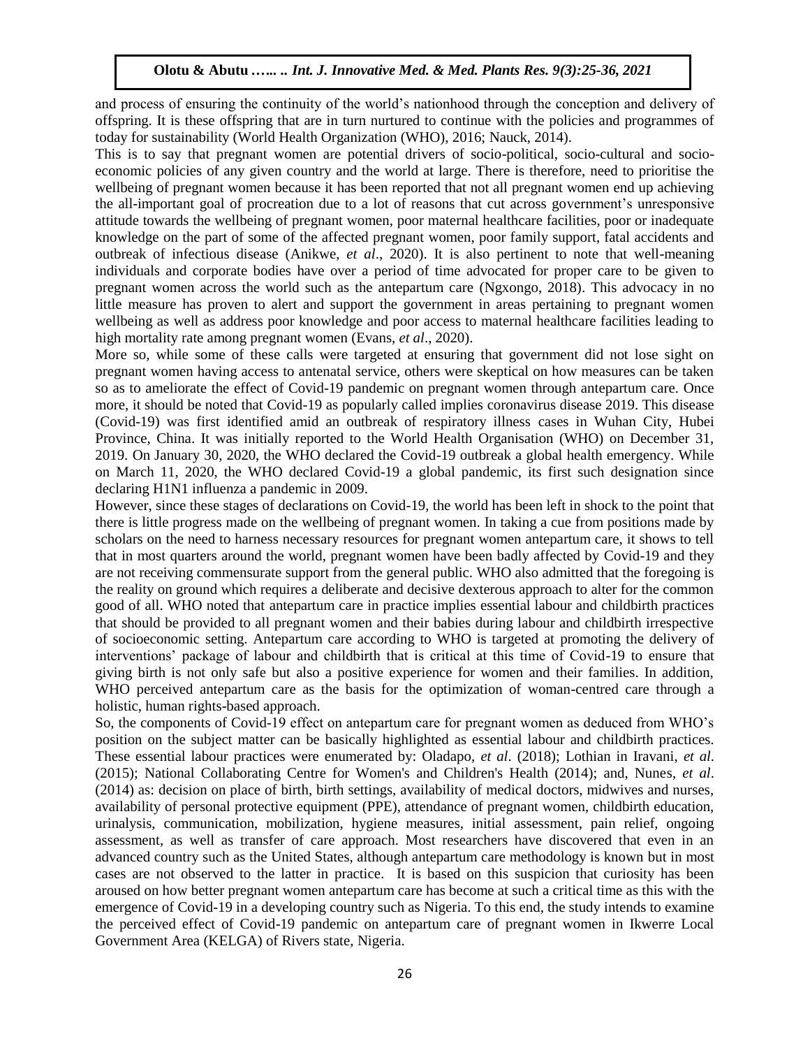and process of ensuring the continuity of the world's nationhood through the conception and delivery of offspring. It is these offspring that are in turn nurtured to continue with the policies and programmes of today for sustainability (World Health Organization (WHO), 2016; Nauck, 2014).

This is to say that pregnant women are potential drivers of socio-political, socio-cultural and socio-economic policies of any given country and the world at large. There is therefore, need to prioritise the wellbeing of pregnant women because it has been reported that not all pregnant women end up achieving the all-important goal of procreation due to a lot of reasons that cut across government's unresponsive attitude towards the wellbeing of pregnant women, poor maternal healthcare facilities, poor or inadequate knowledge on the part of some of the affected pregnant women, poor family support, fatal accidents and outbreak of infectious disease (Anikwe, *et al*., 2020). It is also pertinent to note that well-meaning individuals and corporate bodies have over a period of time advocated for proper care to be given to pregnant women across the world such as the antepartum care (Ngxongo, 2018). This advocacy in no little measure has proven to alert and support the government in areas pertaining to pregnant women wellbeing as well as address poor knowledge and poor access to maternal healthcare facilities leading to high mortality rate among pregnant women (Evans, *et al*., 2020).

More so, while some of these calls were targeted at ensuring that government did not lose sight on pregnant women having access to antenatal service, others were skeptical on how measures can be taken so as to ameliorate the effect of Covid-19 pandemic on pregnant women through antepartum care. Once more, it should be noted that Covid-19 as popularly called implies coronavirus disease 2019. This disease (Covid-19) was first identified amid an outbreak of respiratory illness cases in Wuhan City, Hubei Province, China. It was initially reported to the World Health Organisation (WHO) on December 31, 2019. On January 30, 2020, the WHO declared the Covid-19 outbreak a global health emergency. While on March 11, 2020, the WHO declared Covid-19 a global pandemic, its first such designation since declaring H1N1 influenza a pandemic in 2009.

However, since these stages of declarations on Covid-19, the world has been left in shock to the point that there is little progress made on the wellbeing of pregnant women. In taking a cue from positions made by scholars on the need to harness necessary resources for pregnant women antepartum care, it shows to tell that in most quarters around the world, pregnant women have been badly affected by Covid-19 and they are not receiving commensurate support from the general public. WHO also admitted that the foregoing is the reality on ground which requires a deliberate and decisive dexterous approach to alter for the common good of all. WHO noted that antepartum care in practice implies essential labour and childbirth practices that should be provided to all pregnant women and their babies during labour and childbirth irrespective of socioeconomic setting. Antepartum care according to WHO is targeted at promoting the delivery of interventions' package of labour and childbirth that is critical at this time of Covid-19 to ensure that giving birth is not only safe but also a positive experience for women and their families. In addition, WHO perceived antepartum care as the basis for the optimization of woman-centred care through a holistic, human rights-based approach.

So, the components of Covid-19 effect on antepartum care for pregnant women as deduced from WHO's position on the subject matter can be basically highlighted as essential labour and childbirth practices. These essential labour practices were enumerated by: Oladapo, *et al*. (2018); Lothian in Iravani, *et al*. (2015); National Collaborating Centre for Women's and Children's Health (2014); and, Nunes, *et al*. (2014) as: decision on place of birth, birth settings, availability of medical doctors, midwives and nurses, availability of personal protective equipment (PPE), attendance of pregnant women, childbirth education, urinalysis, communication, mobilization, hygiene measures, initial assessment, pain relief, ongoing assessment, as well as transfer of care approach. Most researchers have discovered that even in an advanced country such as the United States, although antepartum care methodology is known but in most cases are not observed to the latter in practice. It is based on this suspicion that curiosity has been aroused on how better pregnant women antepartum care has become at such a critical time as this with the emergence of Covid-19 in a developing country such as Nigeria. To this end, the study intends to examine the perceived effect of Covid-19 pandemic on antepartum care of pregnant women in Ikwerre Local Government Area (KELGA) of Rivers state, Nigeria.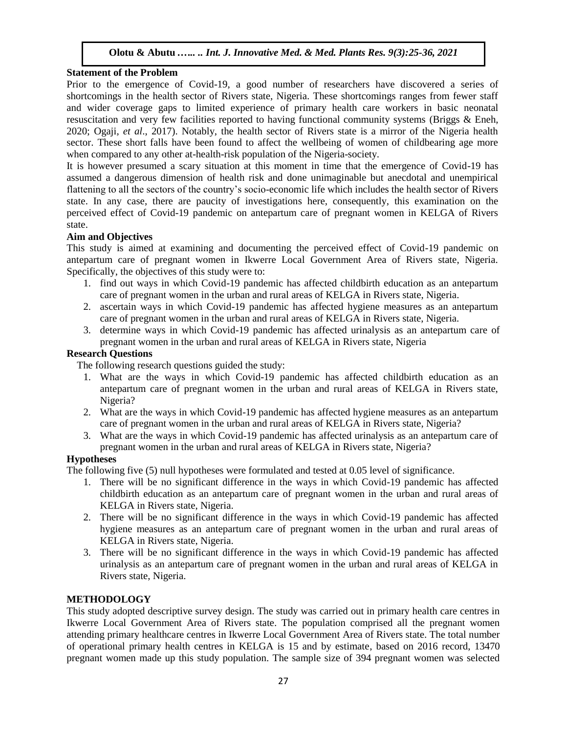**Statement of the Problem**

Prior to the emergence of Covid-19, a good number of researchers have discovered a series of shortcomings in the health sector of Rivers state, Nigeria. These shortcomings ranges from fewer staff and wider coverage gaps to limited experience of primary health care workers in basic neonatal resuscitation and very few facilities reported to having functional community systems (Briggs & Eneh, 2020; Ogaji, *et al*., 2017). Notably, the health sector of Rivers state is a mirror of the Nigeria health sector. These short falls have been found to affect the wellbeing of women of childbearing age more when compared to any other at-health-risk population of the Nigeria-society.

It is however presumed a scary situation at this moment in time that the emergence of Covid-19 has assumed a dangerous dimension of health risk and done unimaginable but anecdotal and unempirical flattening to all the sectors of the country's socio-economic life which includes the health sector of Rivers state. In any case, there are paucity of investigations here, consequently, this examination on the perceived effect of Covid-19 pandemic on antepartum care of pregnant women in KELGA of Rivers state.

**Aim and Objectives**

This study is aimed at examining and documenting the perceived effect of Covid-19 pandemic on antepartum care of pregnant women in Ikwerre Local Government Area of Rivers state, Nigeria. Specifically, the objectives of this study were to:

1. find out ways in which Covid-19 pandemic has affected childbirth education as an antepartum care of pregnant women in the urban and rural areas of KELGA in Rivers state, Nigeria.
2. ascertain ways in which Covid-19 pandemic has affected hygiene measures as an antepartum care of pregnant women in the urban and rural areas of KELGA in Rivers state, Nigeria.
3. determine ways in which Covid-19 pandemic has affected urinalysis as an antepartum care of pregnant women in the urban and rural areas of KELGA in Rivers state, Nigeria

**Research Questions**

The following research questions guided the study:

1. What are the ways in which Covid-19 pandemic has affected childbirth education as an antepartum care of pregnant women in the urban and rural areas of KELGA in Rivers state, Nigeria?
2. What are the ways in which Covid-19 pandemic has affected hygiene measures as an antepartum care of pregnant women in the urban and rural areas of KELGA in Rivers state, Nigeria?
3. What are the ways in which Covid-19 pandemic has affected urinalysis as an antepartum care of pregnant women in the urban and rural areas of KELGA in Rivers state, Nigeria?

**Hypotheses**

The following five (5) null hypotheses were formulated and tested at 0.05 level of significance.

1. There will be no significant difference in the ways in which Covid-19 pandemic has affected childbirth education as an antepartum care of pregnant women in the urban and rural areas of KELGA in Rivers state, Nigeria.
2. There will be no significant difference in the ways in which Covid-19 pandemic has affected hygiene measures as an antepartum care of pregnant women in the urban and rural areas of KELGA in Rivers state, Nigeria.
3. There will be no significant difference in the ways in which Covid-19 pandemic has affected urinalysis as an antepartum care of pregnant women in the urban and rural areas of KELGA in Rivers state, Nigeria.

## METHODOLOGY

This study adopted descriptive survey design. The study was carried out in primary health care centres in Ikwerre Local Government Area of Rivers state. The population comprised all the pregnant women attending primary healthcare centres in Ikwerre Local Government Area of Rivers state. The total number of operational primary health centres in KELGA is 15 and by estimate, based on 2016 record, 13470 pregnant women made up this study population. The sample size of 394 pregnant women was selected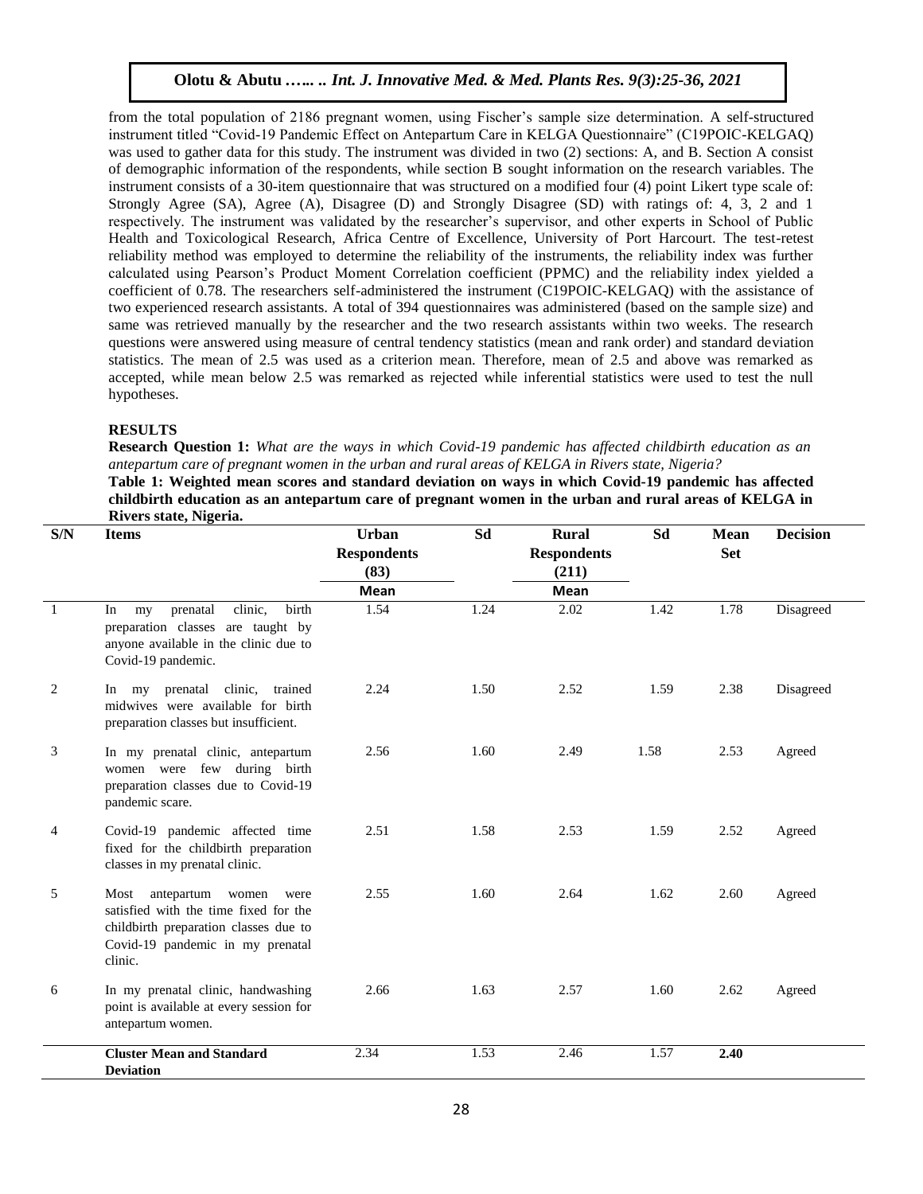from the total population of 2186 pregnant women, using Fischer's sample size determination. A self-structured instrument titled "Covid-19 Pandemic Effect on Antepartum Care in KELGA Questionnaire" (C19POIC-KELGAQ) was used to gather data for this study. The instrument was divided in two (2) sections: A, and B. Section A consist of demographic information of the respondents, while section B sought information on the research variables. The instrument consists of a 30-item questionnaire that was structured on a modified four (4) point Likert type scale of: Strongly Agree (SA), Agree (A), Disagree (D) and Strongly Disagree (SD) with ratings of: 4, 3, 2 and 1 respectively. The instrument was validated by the researcher's supervisor, and other experts in School of Public Health and Toxicological Research, Africa Centre of Excellence, University of Port Harcourt. The test-retest reliability method was employed to determine the reliability of the instruments, the reliability index was further calculated using Pearson's Product Moment Correlation coefficient (PPMC) and the reliability index yielded a coefficient of 0.78. The researchers self-administered the instrument (C19POIC-KELGAQ) with the assistance of two experienced research assistants. A total of 394 questionnaires was administered (based on the sample size) and same was retrieved manually by the researcher and the two research assistants within two weeks. The research questions were answered using measure of central tendency statistics (mean and rank order) and standard deviation statistics. The mean of 2.5 was used as a criterion mean. Therefore, mean of 2.5 and above was remarked as accepted, while mean below 2.5 was remarked as rejected while inferential statistics were used to test the null hypotheses.

## RESULTS

**Research Question 1:** *What are the ways in which Covid-19 pandemic has affected childbirth education as an antepartum care of pregnant women in the urban and rural areas of KELGA in Rivers state, Nigeria?*

**Table 1: Weighted mean scores and standard deviation on ways in which Covid-19 pandemic has affected childbirth education as an antepartum care of pregnant women in the urban and rural areas of KELGA in Rivers state, Nigeria.**

| S/N | Items | Urban Respondents (83) Mean | Sd | Rural Respondents (211) Mean | Sd | Mean Set | Decision |
|---|---|---|---|---|---|---|---|
| 1 | In my prenatal clinic, birth preparation classes are taught by anyone available in the clinic due to Covid-19 pandemic. | 1.54 | 1.24 | 2.02 | 1.42 | 1.78 | Disagreed |
| 2 | In my prenatal clinic, trained midwives were available for birth preparation classes but insufficient. | 2.24 | 1.50 | 2.52 | 1.59 | 2.38 | Disagreed |
| 3 | In my prenatal clinic, antepartum women were few during birth preparation classes due to Covid-19 pandemic scare. | 2.56 | 1.60 | 2.49 | 1.58 | 2.53 | Agreed |
| 4 | Covid-19 pandemic affected time fixed for the childbirth preparation classes in my prenatal clinic. | 2.51 | 1.58 | 2.53 | 1.59 | 2.52 | Agreed |
| 5 | Most antepartum women were satisfied with the time fixed for the childbirth preparation classes due to Covid-19 pandemic in my prenatal clinic. | 2.55 | 1.60 | 2.64 | 1.62 | 2.60 | Agreed |
| 6 | In my prenatal clinic, handwashing point is available at every session for antepartum women. | 2.66 | 1.63 | 2.57 | 1.60 | 2.62 | Agreed |
| | **Cluster Mean and Standard Deviation** | 2.34 | 1.53 | 2.46 | 1.57 | **2.40** | |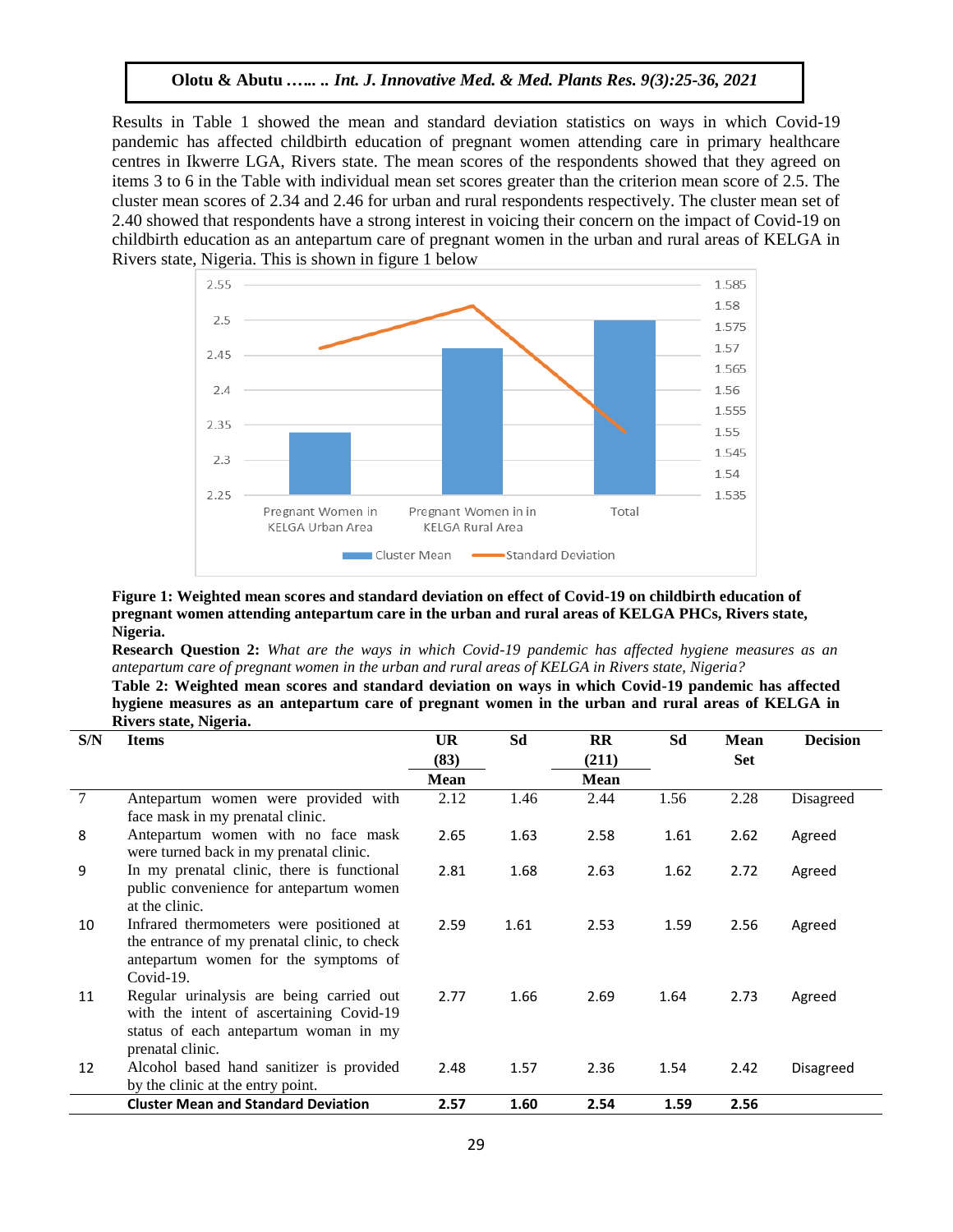Results in Table 1 showed the mean and standard deviation statistics on ways in which Covid-19 pandemic has affected childbirth education of pregnant women attending care in primary healthcare centres in Ikwerre LGA, Rivers state. The mean scores of the respondents showed that they agreed on items 3 to 6 in the Table with individual mean set scores greater than the criterion mean score of 2.5. The cluster mean scores of 2.34 and 2.46 for urban and rural respondents respectively. The cluster mean set of 2.40 showed that respondents have a strong interest in voicing their concern on the impact of Covid-19 on childbirth education as an antepartum care of pregnant women in the urban and rural areas of KELGA in Rivers state, Nigeria. This is shown in figure 1 below

**Figure 1: Weighted mean scores and standard deviation on effect of Covid-19 on childbirth education of pregnant women attending antepartum care in the urban and rural areas of KELGA PHCs, Rivers state, Nigeria.**

**Research Question 2:** *What are the ways in which Covid-19 pandemic has affected hygiene measures as an antepartum care of pregnant women in the urban and rural areas of KELGA in Rivers state, Nigeria?*

**Table 2: Weighted mean scores and standard deviation on ways in which Covid-19 pandemic has affected hygiene measures as an antepartum care of pregnant women in the urban and rural areas of KELGA in Rivers state, Nigeria.**

| S/N | Items | UR (83) Mean | Sd | RR (211) Mean | Sd | Mean Set | Decision |
|---|---|---|---|---|---|---|---|
| 7 | Antepartum women were provided with face mask in my prenatal clinic. | 2.12 | 1.46 | 2.44 | 1.56 | 2.28 | Disagreed |
| 8 | Antepartum women with no face mask were turned back in my prenatal clinic. | 2.65 | 1.63 | 2.58 | 1.61 | 2.62 | Agreed |
| 9 | In my prenatal clinic, there is functional public convenience for antepartum women at the clinic. | 2.81 | 1.68 | 2.63 | 1.62 | 2.72 | Agreed |
| 10 | Infrared thermometers were positioned at the entrance of my prenatal clinic, to check antepartum women for the symptoms of Covid-19. | 2.59 | 1.61 | 2.53 | 1.59 | 2.56 | Agreed |
| 11 | Regular urinalysis are being carried out with the intent of ascertaining Covid-19 status of each antepartum woman in my prenatal clinic. | 2.77 | 1.66 | 2.69 | 1.64 | 2.73 | Agreed |
| 12 | Alcohol based hand sanitizer is provided by the clinic at the entry point. | 2.48 | 1.57 | 2.36 | 1.54 | 2.42 | Disagreed |
| | **Cluster Mean and Standard Deviation** | **2.57** | **1.60** | **2.54** | **1.59** | **2.56** | |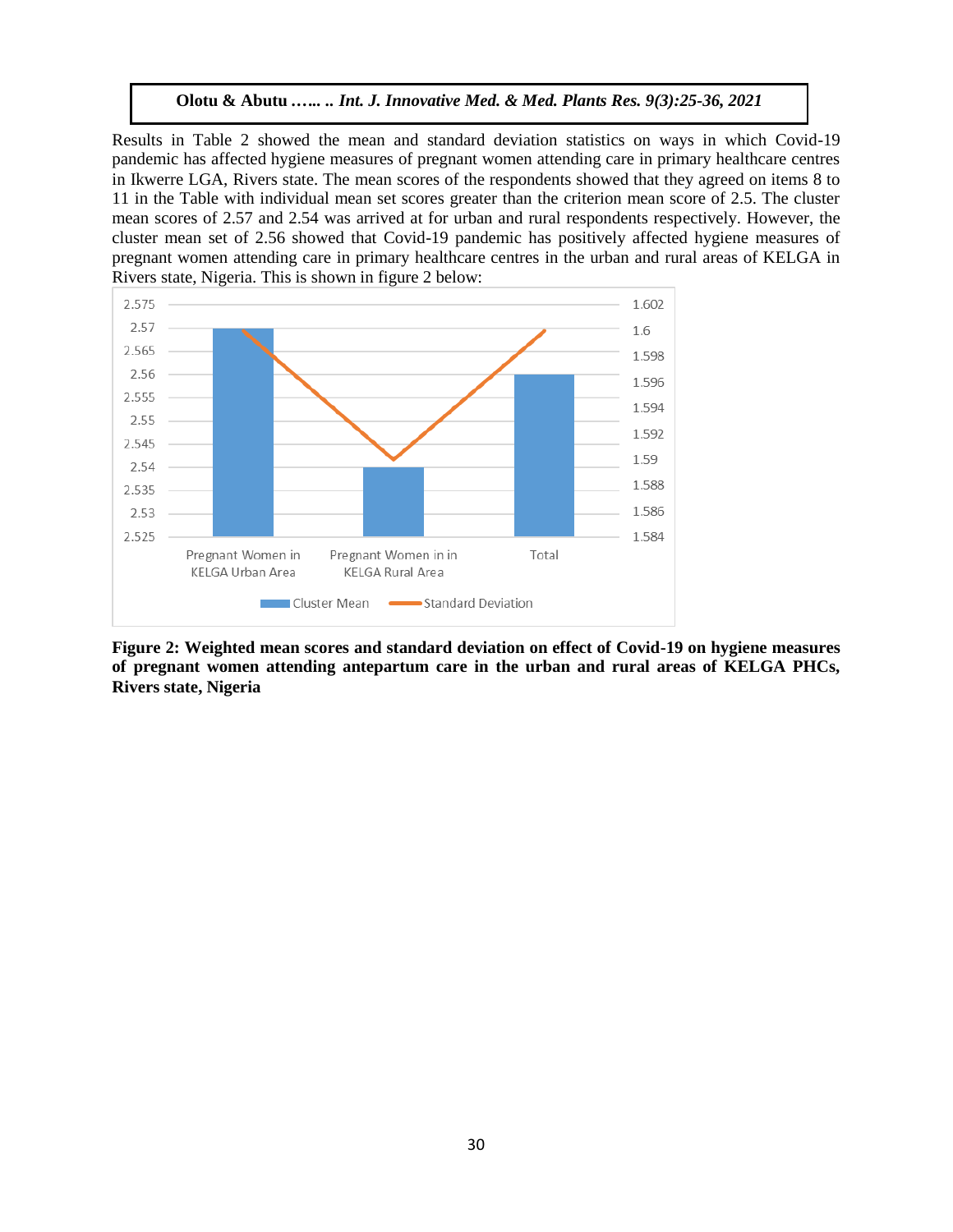Results in Table 2 showed the mean and standard deviation statistics on ways in which Covid-19 pandemic has affected hygiene measures of pregnant women attending care in primary healthcare centres in Ikwerre LGA, Rivers state. The mean scores of the respondents showed that they agreed on items 8 to 11 in the Table with individual mean set scores greater than the criterion mean score of 2.5. The cluster mean scores of 2.57 and 2.54 was arrived at for urban and rural respondents respectively. However, the cluster mean set of 2.56 showed that Covid-19 pandemic has positively affected hygiene measures of pregnant women attending care in primary healthcare centres in the urban and rural areas of KELGA in Rivers state, Nigeria. This is shown in figure 2 below:

**Figure 2: Weighted mean scores and standard deviation on effect of Covid-19 on hygiene measures of pregnant women attending antepartum care in the urban and rural areas of KELGA PHCs, Rivers state, Nigeria**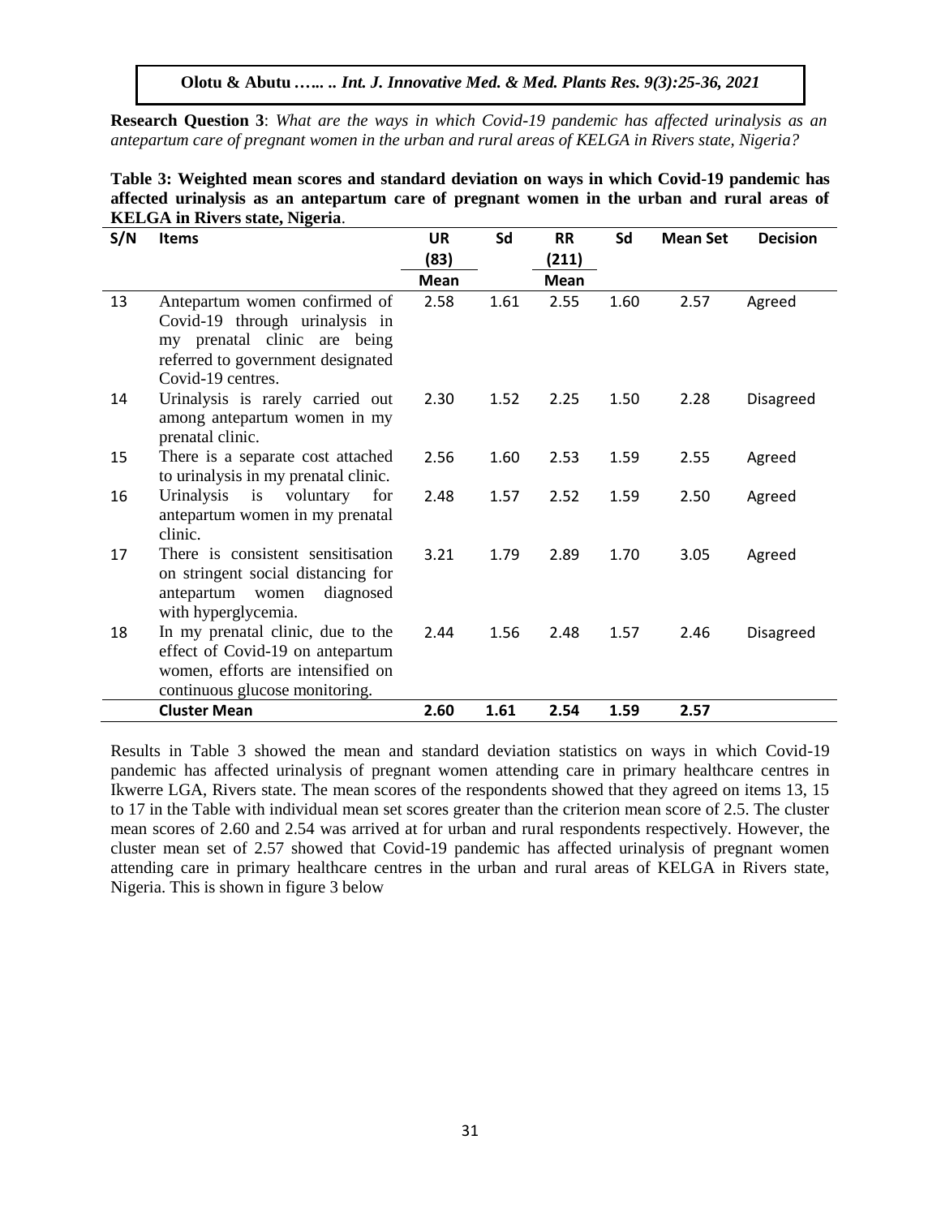**Research Question 3**: *What are the ways in which Covid-19 pandemic has affected urinalysis as an antepartum care of pregnant women in the urban and rural areas of KELGA in Rivers state, Nigeria?*

**Table 3: Weighted mean scores and standard deviation on ways in which Covid-19 pandemic has affected urinalysis as an antepartum care of pregnant women in the urban and rural areas of KELGA in Rivers state, Nigeria**.

| S/N | Items | UR (83) Mean | Sd | RR (211) Mean | Sd | Mean Set | Decision |
|---|---|---|---|---|---|---|---|
| 13 | Antepartum women confirmed of Covid-19 through urinalysis in my prenatal clinic are being referred to government designated Covid-19 centres. | 2.58 | 1.61 | 2.55 | 1.60 | 2.57 | Agreed |
| 14 | Urinalysis is rarely carried out among antepartum women in my prenatal clinic. | 2.30 | 1.52 | 2.25 | 1.50 | 2.28 | Disagreed |
| 15 | There is a separate cost attached to urinalysis in my prenatal clinic. | 2.56 | 1.60 | 2.53 | 1.59 | 2.55 | Agreed |
| 16 | Urinalysis is voluntary for antepartum women in my prenatal clinic. | 2.48 | 1.57 | 2.52 | 1.59 | 2.50 | Agreed |
| 17 | There is consistent sensitisation on stringent social distancing for antepartum women diagnosed with hyperglycemia. | 3.21 | 1.79 | 2.89 | 1.70 | 3.05 | Agreed |
| 18 | In my prenatal clinic, due to the effect of Covid-19 on antepartum women, efforts are intensified on continuous glucose monitoring. | 2.44 | 1.56 | 2.48 | 1.57 | 2.46 | Disagreed |
| | **Cluster Mean** | **2.60** | **1.61** | **2.54** | **1.59** | **2.57** | |

Results in Table 3 showed the mean and standard deviation statistics on ways in which Covid-19 pandemic has affected urinalysis of pregnant women attending care in primary healthcare centres in Ikwerre LGA, Rivers state. The mean scores of the respondents showed that they agreed on items 13, 15 to 17 in the Table with individual mean set scores greater than the criterion mean score of 2.5. The cluster mean scores of 2.60 and 2.54 was arrived at for urban and rural respondents respectively. However, the cluster mean set of 2.57 showed that Covid-19 pandemic has affected urinalysis of pregnant women attending care in primary healthcare centres in the urban and rural areas of KELGA in Rivers state, Nigeria. This is shown in figure 3 below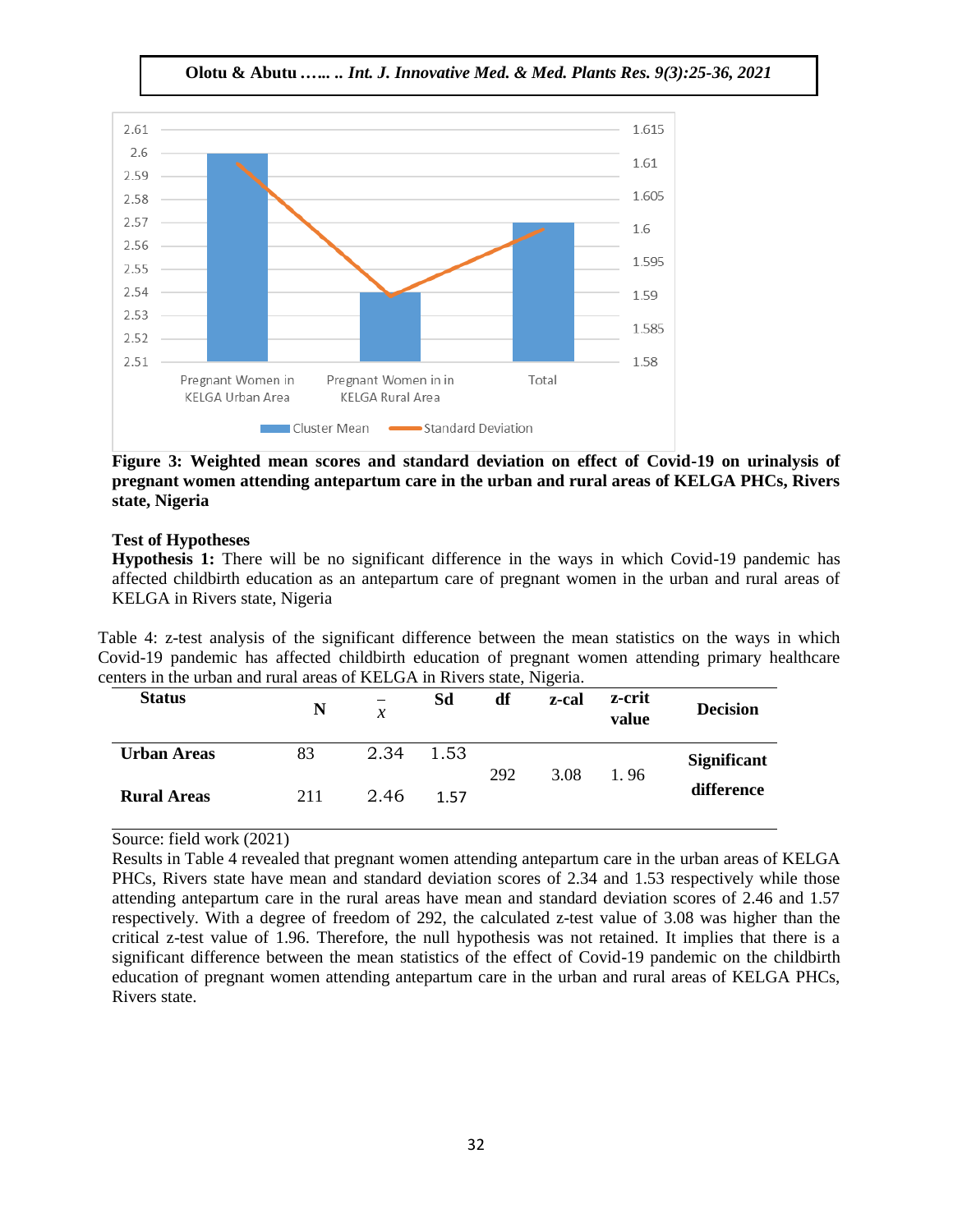**Figure 3: Weighted mean scores and standard deviation on effect of Covid-19 on urinalysis of pregnant women attending antepartum care in the urban and rural areas of KELGA PHCs, Rivers state, Nigeria**

**Test of Hypotheses**

**Hypothesis 1:** There will be no significant difference in the ways in which Covid-19 pandemic has affected childbirth education as an antepartum care of pregnant women in the urban and rural areas of KELGA in Rivers state, Nigeria

Table 4: z-test analysis of the significant difference between the mean statistics on the ways in which Covid-19 pandemic has affected childbirth education of pregnant women attending primary healthcare centers in the urban and rural areas of KELGA in Rivers state, Nigeria.

| Status | N | $\bar{x}$ | Sd | df | z-cal | z-crit value | Decision |
|---|---|---|---|---|---|---|---|
| **Urban Areas** | 83 | 2.34 | 1.53 | 292 | 3.08 | 1. 96 | **Significant difference** |
| **Rural Areas** | 211 | 2.46 | 1.57 | | | | |

Source: field work (2021)

Results in Table 4 revealed that pregnant women attending antepartum care in the urban areas of KELGA PHCs, Rivers state have mean and standard deviation scores of 2.34 and 1.53 respectively while those attending antepartum care in the rural areas have mean and standard deviation scores of 2.46 and 1.57 respectively. With a degree of freedom of 292, the calculated z-test value of 3.08 was higher than the critical z-test value of 1.96. Therefore, the null hypothesis was not retained. It implies that there is a significant difference between the mean statistics of the effect of Covid-19 pandemic on the childbirth education of pregnant women attending antepartum care in the urban and rural areas of KELGA PHCs, Rivers state.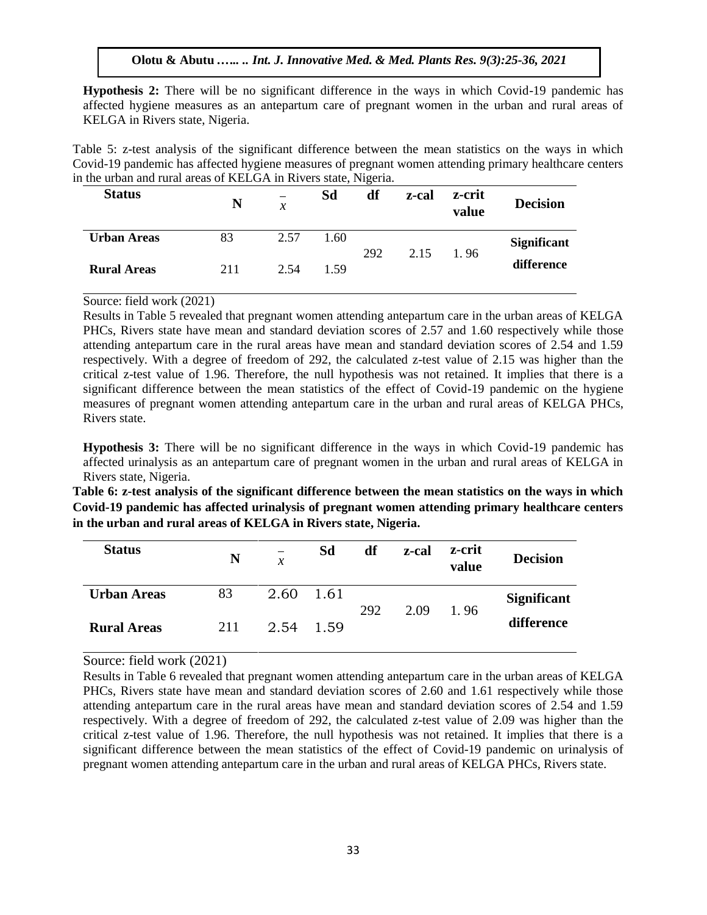**Hypothesis 2:** There will be no significant difference in the ways in which Covid-19 pandemic has affected hygiene measures as an antepartum care of pregnant women in the urban and rural areas of KELGA in Rivers state, Nigeria.

Table 5: z-test analysis of the significant difference between the mean statistics on the ways in which Covid-19 pandemic has affected hygiene measures of pregnant women attending primary healthcare centers in the urban and rural areas of KELGA in Rivers state, Nigeria.

| Status | N | $\bar{x}$ | Sd | df | z-cal | z-crit value | Decision |
|---|---|---|---|---|---|---|---|
| **Urban Areas** | 83 | 2.57 | 1.60 | 292 | 2.15 | 1. 96 | Significant difference |
| **Rural Areas** | 211 | 2.54 | 1.59 | | | | |

Source: field work (2021)

Results in Table 5 revealed that pregnant women attending antepartum care in the urban areas of KELGA PHCs, Rivers state have mean and standard deviation scores of 2.57 and 1.60 respectively while those attending antepartum care in the rural areas have mean and standard deviation scores of 2.54 and 1.59 respectively. With a degree of freedom of 292, the calculated z-test value of 2.15 was higher than the critical z-test value of 1.96. Therefore, the null hypothesis was not retained. It implies that there is a significant difference between the mean statistics of the effect of Covid-19 pandemic on the hygiene measures of pregnant women attending antepartum care in the urban and rural areas of KELGA PHCs, Rivers state.

**Hypothesis 3:** There will be no significant difference in the ways in which Covid-19 pandemic has affected urinalysis as an antepartum care of pregnant women in the urban and rural areas of KELGA in Rivers state, Nigeria.

**Table 6: z-test analysis of the significant difference between the mean statistics on the ways in which Covid-19 pandemic has affected urinalysis of pregnant women attending primary healthcare centers in the urban and rural areas of KELGA in Rivers state, Nigeria.**

| Status | N | $\bar{x}$ | Sd | df | z-cal | z-crit value | Decision |
|---|---|---|---|---|---|---|---|
| **Urban Areas** | 83 | 2.60 | 1.61 | 292 | 2.09 | 1. 96 | Significant difference |
| **Rural Areas** | 211 | 2.54 | 1.59 | | | | |

Source: field work (2021)

Results in Table 6 revealed that pregnant women attending antepartum care in the urban areas of KELGA PHCs, Rivers state have mean and standard deviation scores of 2.60 and 1.61 respectively while those attending antepartum care in the rural areas have mean and standard deviation scores of 2.54 and 1.59 respectively. With a degree of freedom of 292, the calculated z-test value of 2.09 was higher than the critical z-test value of 1.96. Therefore, the null hypothesis was not retained. It implies that there is a significant difference between the mean statistics of the effect of Covid-19 pandemic on urinalysis of pregnant women attending antepartum care in the urban and rural areas of KELGA PHCs, Rivers state.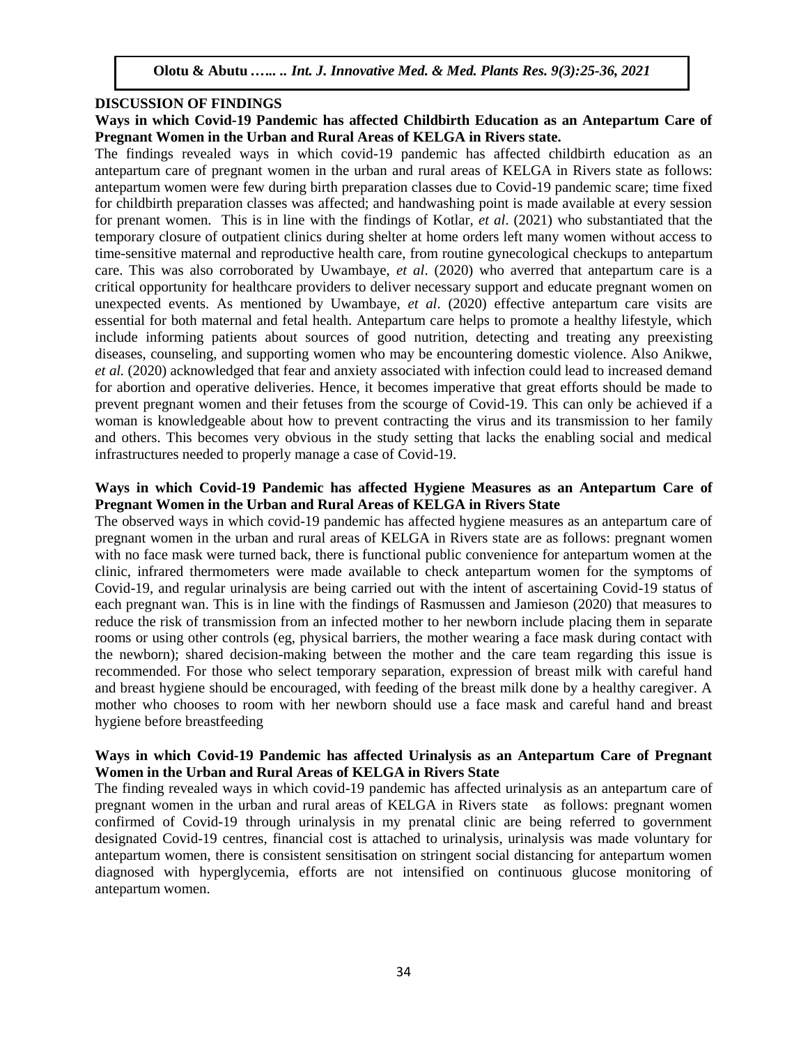## DISCUSSION OF FINDINGS

### Ways in which Covid-19 Pandemic has affected Childbirth Education as an Antepartum Care of Pregnant Women in the Urban and Rural Areas of KELGA in Rivers state.

The findings revealed ways in which covid-19 pandemic has affected childbirth education as an antepartum care of pregnant women in the urban and rural areas of KELGA in Rivers state as follows: antepartum women were few during birth preparation classes due to Covid-19 pandemic scare; time fixed for childbirth preparation classes was affected; and handwashing point is made available at every session for prenant women. This is in line with the findings of Kotlar, *et al*. (2021) who substantiated that the temporary closure of outpatient clinics during shelter at home orders left many women without access to time-sensitive maternal and reproductive health care, from routine gynecological checkups to antepartum care. This was also corroborated by Uwambaye, *et al*. (2020) who averred that antepartum care is a critical opportunity for healthcare providers to deliver necessary support and educate pregnant women on unexpected events. As mentioned by Uwambaye, *et al*. (2020) effective antepartum care visits are essential for both maternal and fetal health. Antepartum care helps to promote a healthy lifestyle, which include informing patients about sources of good nutrition, detecting and treating any preexisting diseases, counseling, and supporting women who may be encountering domestic violence. Also Anikwe, *et al.* (2020) acknowledged that fear and anxiety associated with infection could lead to increased demand for abortion and operative deliveries. Hence, it becomes imperative that great efforts should be made to prevent pregnant women and their fetuses from the scourge of Covid-19. This can only be achieved if a woman is knowledgeable about how to prevent contracting the virus and its transmission to her family and others. This becomes very obvious in the study setting that lacks the enabling social and medical infrastructures needed to properly manage a case of Covid-19.

### Ways in which Covid-19 Pandemic has affected Hygiene Measures as an Antepartum Care of Pregnant Women in the Urban and Rural Areas of KELGA in Rivers State

The observed ways in which covid-19 pandemic has affected hygiene measures as an antepartum care of pregnant women in the urban and rural areas of KELGA in Rivers state are as follows: pregnant women with no face mask were turned back, there is functional public convenience for antepartum women at the clinic, infrared thermometers were made available to check antepartum women for the symptoms of Covid-19, and regular urinalysis are being carried out with the intent of ascertaining Covid-19 status of each pregnant wan. This is in line with the findings of Rasmussen and Jamieson (2020) that measures to reduce the risk of transmission from an infected mother to her newborn include placing them in separate rooms or using other controls (eg, physical barriers, the mother wearing a face mask during contact with the newborn); shared decision-making between the mother and the care team regarding this issue is recommended. For those who select temporary separation, expression of breast milk with careful hand and breast hygiene should be encouraged, with feeding of the breast milk done by a healthy caregiver. A mother who chooses to room with her newborn should use a face mask and careful hand and breast hygiene before breastfeeding

### Ways in which Covid-19 Pandemic has affected Urinalysis as an Antepartum Care of Pregnant Women in the Urban and Rural Areas of KELGA in Rivers State

The finding revealed ways in which covid-19 pandemic has affected urinalysis as an antepartum care of pregnant women in the urban and rural areas of KELGA in Rivers state as follows: pregnant women confirmed of Covid-19 through urinalysis in my prenatal clinic are being referred to government designated Covid-19 centres, financial cost is attached to urinalysis, urinalysis was made voluntary for antepartum women, there is consistent sensitisation on stringent social distancing for antepartum women diagnosed with hyperglycemia, efforts are not intensified on continuous glucose monitoring of antepartum women.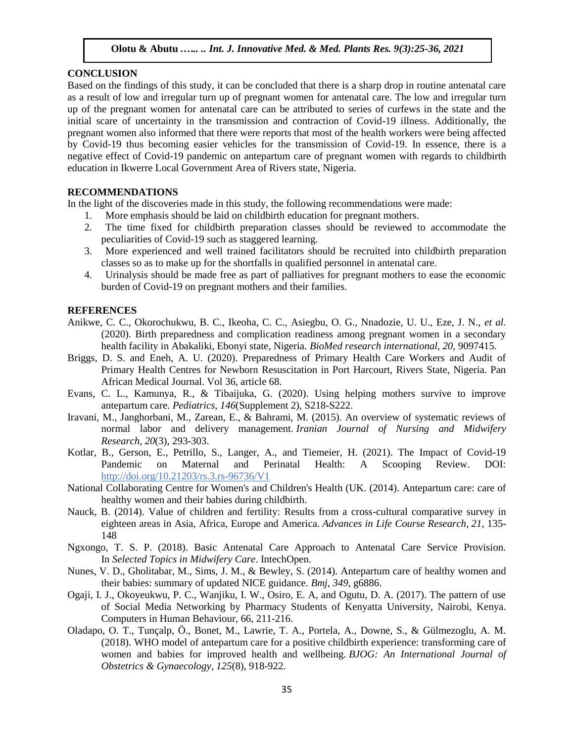## CONCLUSION

Based on the findings of this study, it can be concluded that there is a sharp drop in routine antenatal care as a result of low and irregular turn up of pregnant women for antenatal care. The low and irregular turn up of the pregnant women for antenatal care can be attributed to series of curfews in the state and the initial scare of uncertainty in the transmission and contraction of Covid-19 illness. Additionally, the pregnant women also informed that there were reports that most of the health workers were being affected by Covid-19 thus becoming easier vehicles for the transmission of Covid-19. In essence, there is a negative effect of Covid-19 pandemic on antepartum care of pregnant women with regards to childbirth education in Ikwerre Local Government Area of Rivers state, Nigeria.

## RECOMMENDATIONS

In the light of the discoveries made in this study, the following recommendations were made:

1. More emphasis should be laid on childbirth education for pregnant mothers.
2. The time fixed for childbirth preparation classes should be reviewed to accommodate the peculiarities of Covid-19 such as staggered learning.
3. More experienced and well trained facilitators should be recruited into childbirth preparation classes so as to make up for the shortfalls in qualified personnel in antenatal care.
4. Urinalysis should be made free as part of palliatives for pregnant mothers to ease the economic burden of Covid-19 on pregnant mothers and their families.

## REFERENCES

Anikwe, C. C., Okorochukwu, B. C., Ikeoha, C. C., Asiegbu, O. G., Nnadozie, U. U., Eze, J. N., *et al.* (2020). Birth preparedness and complication readiness among pregnant women in a secondary health facility in Abakaliki, Ebonyi state, Nigeria. *BioMed research international*, *20*, 9097415.

Briggs, D. S. and Eneh, A. U. (2020). Preparedness of Primary Health Care Workers and Audit of Primary Health Centres for Newborn Resuscitation in Port Harcourt, Rivers State, Nigeria. Pan African Medical Journal. Vol 36, article 68.

Evans, C. L., Kamunya, R., & Tibaijuka, G. (2020). Using helping mothers survive to improve antepartum care. *Pediatrics*, *146*(Supplement 2), S218-S222.

Iravani, M., Janghorbani, M., Zarean, E., & Bahrami, M. (2015). An overview of systematic reviews of normal labor and delivery management. *Iranian Journal of Nursing and Midwifery Research*, *20*(3), 293-303.

Kotlar, B., Gerson, E., Petrillo, S., Langer, A., and Tiemeier, H. (2021). The Impact of Covid-19 Pandemic on Maternal and Perinatal Health: A Scooping Review. DOI: http://doi.org/10.21203/rs.3.rs-96736/V1

National Collaborating Centre for Women's and Children's Health (UK. (2014). Antepartum care: care of healthy women and their babies during childbirth.

Nauck, B. (2014). Value of children and fertility: Results from a cross-cultural comparative survey in eighteen areas in Asia, Africa, Europe and America. *Advances in Life Course Research*, *21*, 135-148

Ngxongo, T. S. P. (2018). Basic Antenatal Care Approach to Antenatal Care Service Provision. In *Selected Topics in Midwifery Care*. IntechOpen.

Nunes, V. D., Gholitabar, M., Sims, J. M., & Bewley, S. (2014). Antepartum care of healthy women and their babies: summary of updated NICE guidance. *Bmj*, *349*, g6886.

Ogaji, I. J., Okoyeukwu, P. C., Wanjiku, I. W., Osiro, E. A, and Ogutu, D. A. (2017). The pattern of use of Social Media Networking by Pharmacy Students of Kenyatta University, Nairobi, Kenya. Computers in Human Behaviour, 66, 211-216.

Oladapo, O. T., Tunçalp, Ö., Bonet, M., Lawrie, T. A., Portela, A., Downe, S., & Gülmezoglu, A. M. (2018). WHO model of antepartum care for a positive childbirth experience: transforming care of women and babies for improved health and wellbeing. *BJOG: An International Journal of Obstetrics & Gynaecology*, *125*(8), 918-922.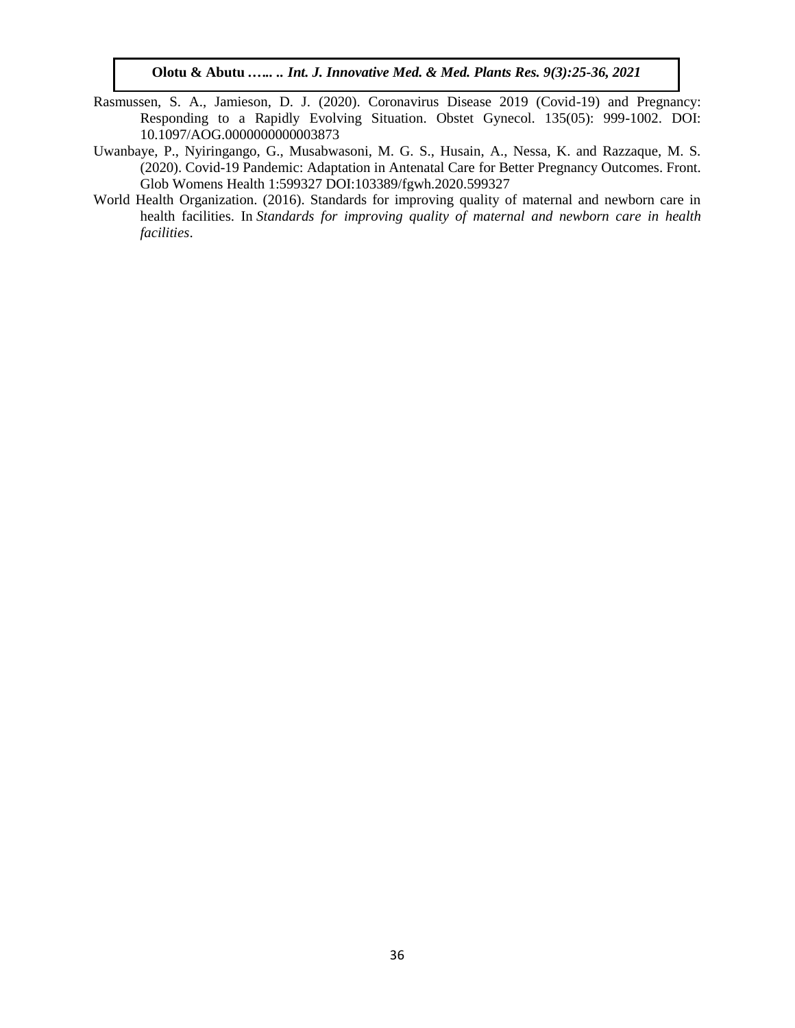Rasmussen, S. A., Jamieson, D. J. (2020). Coronavirus Disease 2019 (Covid-19) and Pregnancy: Responding to a Rapidly Evolving Situation. Obstet Gynecol. 135(05): 999-1002. DOI: 10.1097/AOG.0000000000003873

Uwanbaye, P., Nyiringango, G., Musabwasoni, M. G. S., Husain, A., Nessa, K. and Razzaque, M. S. (2020). Covid-19 Pandemic: Adaptation in Antenatal Care for Better Pregnancy Outcomes. Front. Glob Womens Health 1:599327 DOI:103389/fgwh.2020.599327

World Health Organization. (2016). Standards for improving quality of maternal and newborn care in health facilities. In *Standards for improving quality of maternal and newborn care in health facilities*.